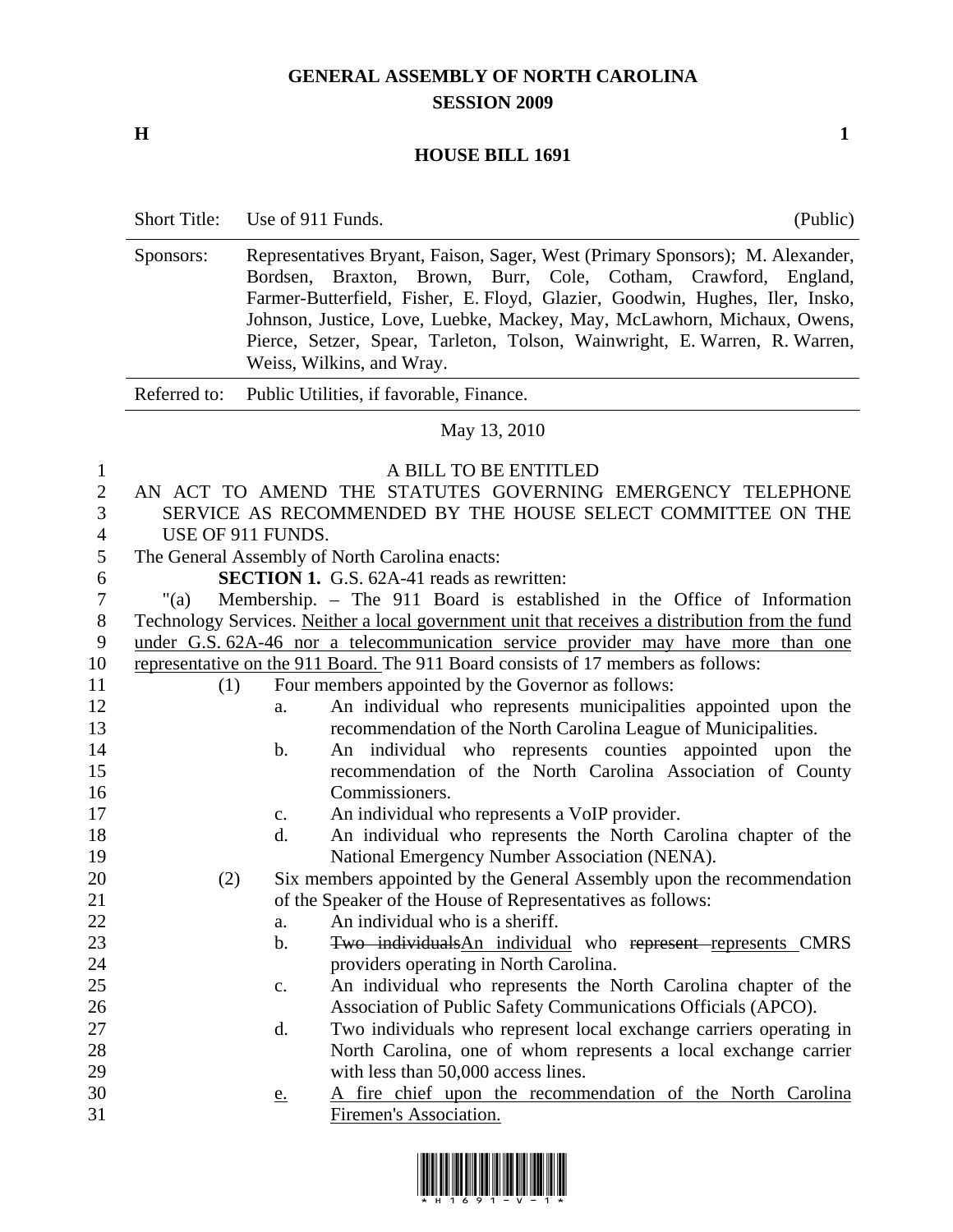# GENERAL ASSEMBLY OF NORTH CAROLINA
## SESSION 2009

**H** **1**

## HOUSE BILL 1691

| | | |
|---|---|---|
| Short Title: | Use of 911 Funds. | (Public) |
| Sponsors: | Representatives Bryant, Faison, Sager, West (Primary Sponsors); M. Alexander, Bordsen, Braxton, Brown, Burr, Cole, Cotham, Crawford, England, Farmer-Butterfield, Fisher, E. Floyd, Glazier, Goodwin, Hughes, Iler, Insko, Johnson, Justice, Love, Luebke, Mackey, May, McLawhorn, Michaux, Owens, Pierce, Setzer, Spear, Tarleton, Tolson, Wainwright, E. Warren, R. Warren, Weiss, Wilkins, and Wray. | |
| Referred to: | Public Utilities, if favorable, Finance. | |

May 13, 2010

A BILL TO BE ENTITLED

AN ACT TO AMEND THE STATUTES GOVERNING EMERGENCY TELEPHONE SERVICE AS RECOMMENDED BY THE HOUSE SELECT COMMITTEE ON THE USE OF 911 FUNDS.

The General Assembly of North Carolina enacts:

**SECTION 1.** G.S. 62A-41 reads as rewritten:

"(a) Membership. – The 911 Board is established in the Office of Information Technology Services. Neither a local government unit that receives a distribution from the fund under G.S. 62A-46 nor a telecommunication service provider may have more than one representative on the 911 Board. The 911 Board consists of 17 members as follows:

(1) Four members appointed by the Governor as follows:
  a. An individual who represents municipalities appointed upon the recommendation of the North Carolina League of Municipalities.
  b. An individual who represents counties appointed upon the recommendation of the North Carolina Association of County Commissioners.
  c. An individual who represents a VoIP provider.
  d. An individual who represents the North Carolina chapter of the National Emergency Number Association (NENA).

(2) Six members appointed by the General Assembly upon the recommendation of the Speaker of the House of Representatives as follows:
  a. An individual who is a sheriff.
  b. ~~Two individuals~~An individual who ~~represent~~ represents CMRS providers operating in North Carolina.
  c. An individual who represents the North Carolina chapter of the Association of Public Safety Communications Officials (APCO).
  d. Two individuals who represent local exchange carriers operating in North Carolina, one of whom represents a local exchange carrier with less than 50,000 access lines.
  e. A fire chief upon the recommendation of the North Carolina Firemen's Association.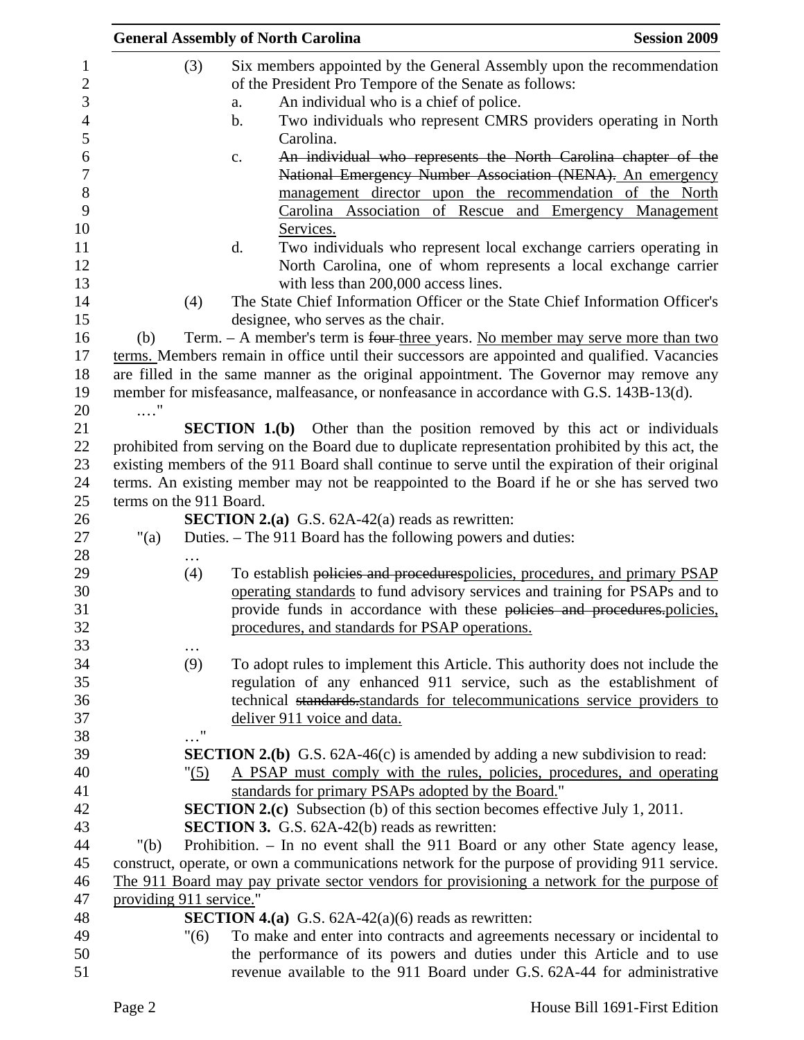(3) Six members appointed by the General Assembly upon the recommendation of the President Pro Tempore of the Senate as follows:

a. An individual who is a chief of police.

b. Two individuals who represent CMRS providers operating in North Carolina.

c. ~~An individual who represents the North Carolina chapter of the National Emergency Number Association (NENA).~~ An emergency management director upon the recommendation of the North Carolina Association of Rescue and Emergency Management Services.

d. Two individuals who represent local exchange carriers operating in North Carolina, one of whom represents a local exchange carrier with less than 200,000 access lines.

(4) The State Chief Information Officer or the State Chief Information Officer's designee, who serves as the chair.

(b) Term. – A member's term is ~~four~~ three years. No member may serve more than two terms. Members remain in office until their successors are appointed and qualified. Vacancies are filled in the same manner as the original appointment. The Governor may remove any member for misfeasance, malfeasance, or nonfeasance in accordance with G.S. 143B-13(d).

…."

**SECTION 1.(b)** Other than the position removed by this act or individuals prohibited from serving on the Board due to duplicate representation prohibited by this act, the existing members of the 911 Board shall continue to serve until the expiration of their original terms. An existing member may not be reappointed to the Board if he or she has served two terms on the 911 Board.

**SECTION 2.(a)** G.S. 62A-42(a) reads as rewritten:

"(a) Duties. – The 911 Board has the following powers and duties:

…

(4) To establish ~~policies and procedures~~policies, procedures, and primary PSAP operating standards to fund advisory services and training for PSAPs and to provide funds in accordance with these ~~policies and procedures.~~policies, procedures, and standards for PSAP operations.

…

(9) To adopt rules to implement this Article. This authority does not include the regulation of any enhanced 911 service, such as the establishment of technical ~~standards.~~standards for telecommunications service providers to deliver 911 voice and data.

…"

**SECTION 2.(b)** G.S. 62A-46(c) is amended by adding a new subdivision to read:

"(5) A PSAP must comply with the rules, policies, procedures, and operating standards for primary PSAPs adopted by the Board."

**SECTION 2.(c)** Subsection (b) of this section becomes effective July 1, 2011.

**SECTION 3.** G.S. 62A-42(b) reads as rewritten:

"(b) Prohibition. – In no event shall the 911 Board or any other State agency lease, construct, operate, or own a communications network for the purpose of providing 911 service. The 911 Board may pay private sector vendors for provisioning a network for the purpose of providing 911 service."

**SECTION 4.(a)** G.S. 62A-42(a)(6) reads as rewritten:

"(6) To make and enter into contracts and agreements necessary or incidental to the performance of its powers and duties under this Article and to use revenue available to the 911 Board under G.S. 62A-44 for administrative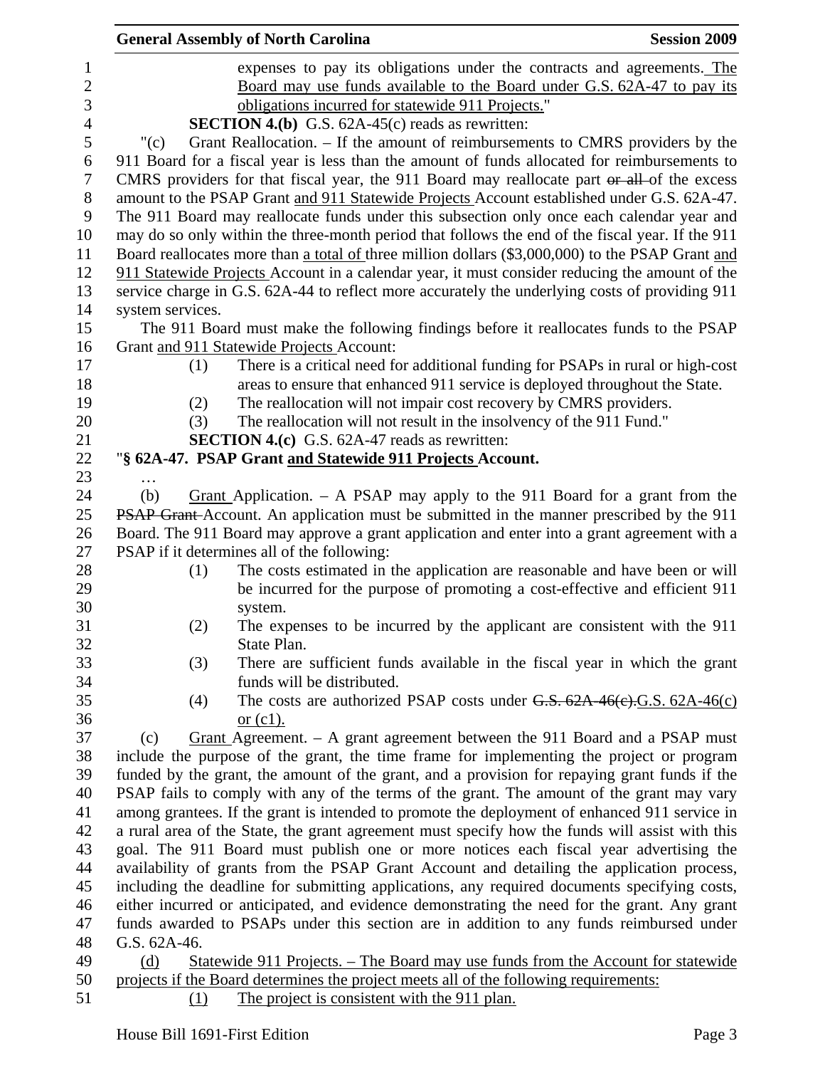expenses to pay its obligations under the contracts and agreements. The Board may use funds available to the Board under G.S. 62A-47 to pay its obligations incurred for statewide 911 Projects."

**SECTION 4.(b)** G.S. 62A-45(c) reads as rewritten:

"(c) Grant Reallocation. – If the amount of reimbursements to CMRS providers by the 911 Board for a fiscal year is less than the amount of funds allocated for reimbursements to CMRS providers for that fiscal year, the 911 Board may reallocate part ~~or all~~ of the excess amount to the PSAP Grant and 911 Statewide Projects Account established under G.S. 62A-47. The 911 Board may reallocate funds under this subsection only once each calendar year and may do so only within the three-month period that follows the end of the fiscal year. If the 911 Board reallocates more than a total of three million dollars ($3,000,000) to the PSAP Grant and 911 Statewide Projects Account in a calendar year, it must consider reducing the amount of the service charge in G.S. 62A-44 to reflect more accurately the underlying costs of providing 911 system services.

The 911 Board must make the following findings before it reallocates funds to the PSAP Grant and 911 Statewide Projects Account:

(1) There is a critical need for additional funding for PSAPs in rural or high-cost areas to ensure that enhanced 911 service is deployed throughout the State.

(2) The reallocation will not impair cost recovery by CMRS providers.

(3) The reallocation will not result in the insolvency of the 911 Fund."

**SECTION 4.(c)** G.S. 62A-47 reads as rewritten:

"**§ 62A-47. PSAP Grant and Statewide 911 Projects Account.**

…

(b) Grant Application. – A PSAP may apply to the 911 Board for a grant from the ~~PSAP Grant~~ Account. An application must be submitted in the manner prescribed by the 911 Board. The 911 Board may approve a grant application and enter into a grant agreement with a PSAP if it determines all of the following:

(1) The costs estimated in the application are reasonable and have been or will be incurred for the purpose of promoting a cost-effective and efficient 911 system.

(2) The expenses to be incurred by the applicant are consistent with the 911 State Plan.

(3) There are sufficient funds available in the fiscal year in which the grant funds will be distributed.

(4) The costs are authorized PSAP costs under ~~G.S. 62A-46(c).~~G.S. 62A-46(c) or (c1).

(c) Grant Agreement. – A grant agreement between the 911 Board and a PSAP must include the purpose of the grant, the time frame for implementing the project or program funded by the grant, the amount of the grant, and a provision for repaying grant funds if the PSAP fails to comply with any of the terms of the grant. The amount of the grant may vary among grantees. If the grant is intended to promote the deployment of enhanced 911 service in a rural area of the State, the grant agreement must specify how the funds will assist with this goal. The 911 Board must publish one or more notices each fiscal year advertising the availability of grants from the PSAP Grant Account and detailing the application process, including the deadline for submitting applications, any required documents specifying costs, either incurred or anticipated, and evidence demonstrating the need for the grant. Any grant funds awarded to PSAPs under this section are in addition to any funds reimbursed under G.S. 62A-46.

(d) Statewide 911 Projects. – The Board may use funds from the Account for statewide projects if the Board determines the project meets all of the following requirements:

(1) The project is consistent with the 911 plan.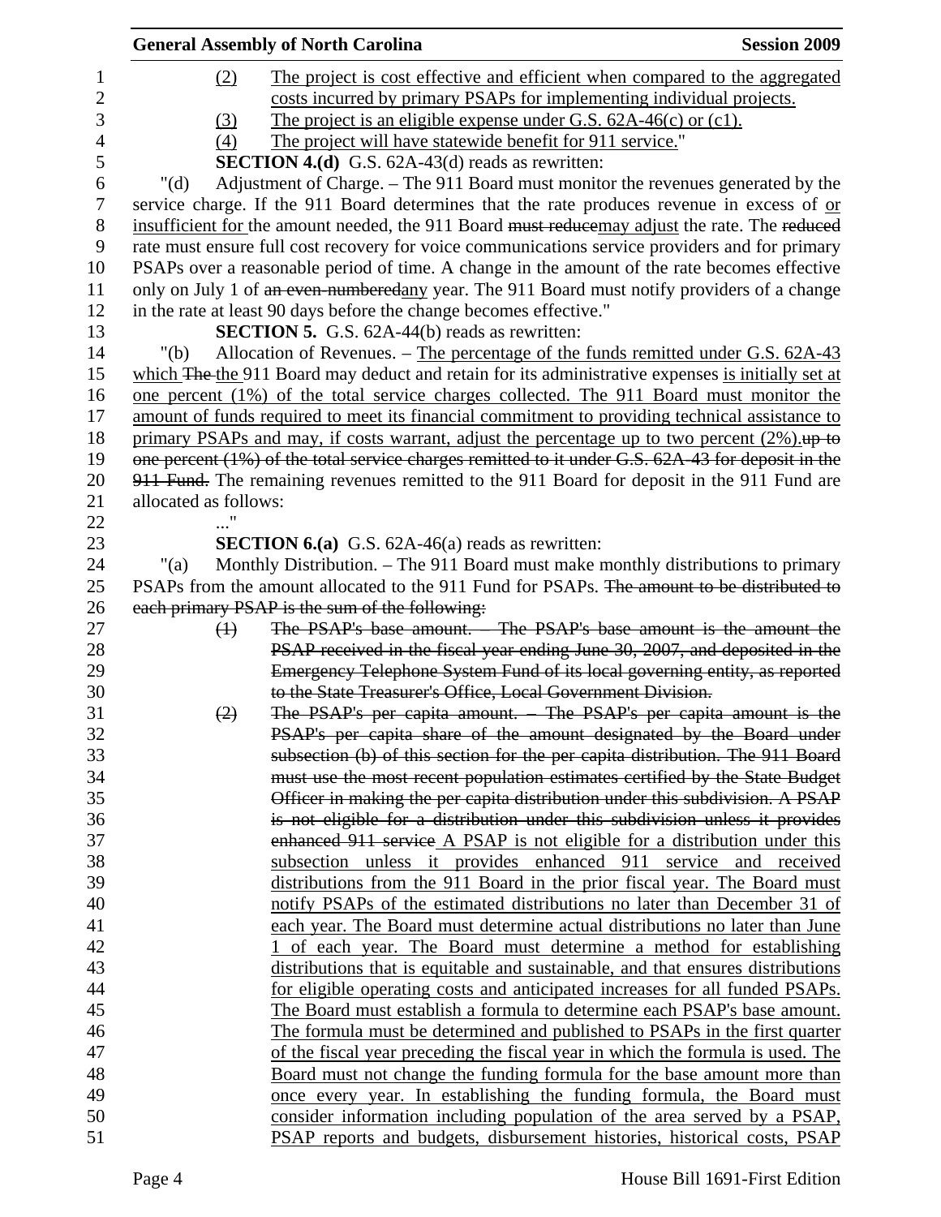(2) The project is cost effective and efficient when compared to the aggregated costs incurred by primary PSAPs for implementing individual projects.

(3) The project is an eligible expense under G.S. 62A-46(c) or (c1).

(4) The project will have statewide benefit for 911 service."

**SECTION 4.(d)** G.S. 62A-43(d) reads as rewritten:

"(d) Adjustment of Charge. – The 911 Board must monitor the revenues generated by the service charge. If the 911 Board determines that the rate produces revenue in excess of or insufficient for the amount needed, the 911 Board ~~must reduce~~may adjust the rate. The ~~reduced~~ rate must ensure full cost recovery for voice communications service providers and for primary PSAPs over a reasonable period of time. A change in the amount of the rate becomes effective only on July 1 of ~~an even-numbered~~any year. The 911 Board must notify providers of a change in the rate at least 90 days before the change becomes effective."

**SECTION 5.** G.S. 62A-44(b) reads as rewritten:

"(b) Allocation of Revenues. – The percentage of the funds remitted under G.S. 62A-43 which ~~The~~ the 911 Board may deduct and retain for its administrative expenses is initially set at one percent (1%) of the total service charges collected. The 911 Board must monitor the amount of funds required to meet its financial commitment to providing technical assistance to primary PSAPs and may, if costs warrant, adjust the percentage up to two percent (2%).~~up to one percent (1%) of the total service charges remitted to it under G.S. 62A-43 for deposit in the 911 Fund.~~ The remaining revenues remitted to the 911 Board for deposit in the 911 Fund are allocated as follows:

..."

**SECTION 6.(a)** G.S. 62A-46(a) reads as rewritten:

"(a) Monthly Distribution. – The 911 Board must make monthly distributions to primary PSAPs from the amount allocated to the 911 Fund for PSAPs. ~~The amount to be distributed to each primary PSAP is the sum of the following:~~

~~(1) The PSAP's base amount. – The PSAP's base amount is the amount the PSAP received in the fiscal year ending June 30, 2007, and deposited in the Emergency Telephone System Fund of its local governing entity, as reported to the State Treasurer's Office, Local Government Division.~~

~~(2) The PSAP's per capita amount. – The PSAP's per capita amount is the PSAP's per capita share of the amount designated by the Board under subsection (b) of this section for the per capita distribution. The 911 Board must use the most recent population estimates certified by the State Budget Officer in making the per capita distribution under this subdivision. A PSAP is not eligible for a distribution under this subdivision unless it provides enhanced 911 service~~ A PSAP is not eligible for a distribution under this subsection unless it provides enhanced 911 service and received distributions from the 911 Board in the prior fiscal year. The Board must notify PSAPs of the estimated distributions no later than December 31 of each year. The Board must determine actual distributions no later than June 1 of each year. The Board must determine a method for establishing distributions that is equitable and sustainable, and that ensures distributions for eligible operating costs and anticipated increases for all funded PSAPs. The Board must establish a formula to determine each PSAP's base amount. The formula must be determined and published to PSAPs in the first quarter of the fiscal year preceding the fiscal year in which the formula is used. The Board must not change the funding formula for the base amount more than once every year. In establishing the funding formula, the Board must consider information including population of the area served by a PSAP, PSAP reports and budgets, disbursement histories, historical costs, PSAP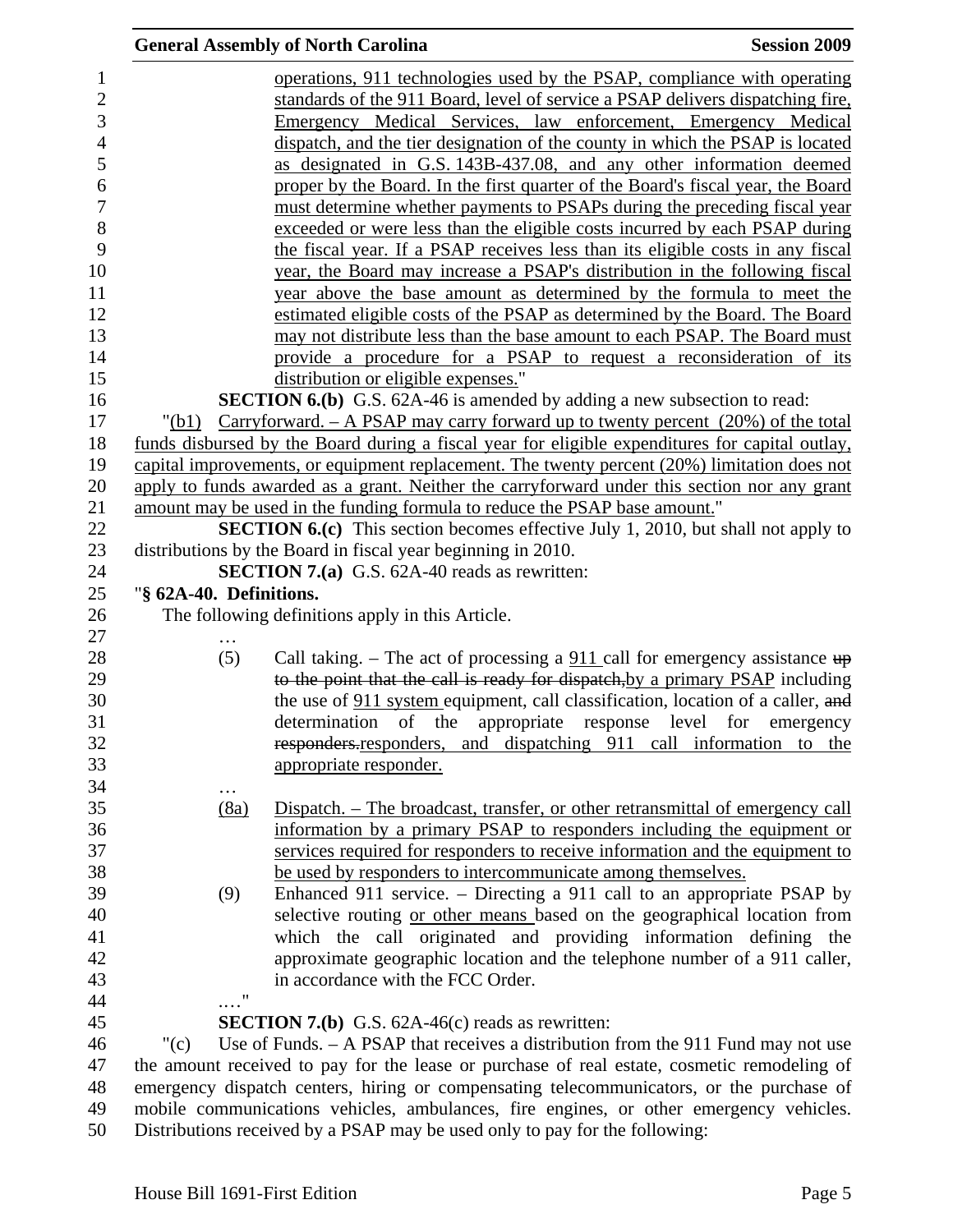operations, 911 technologies used by the PSAP, compliance with operating standards of the 911 Board, level of service a PSAP delivers dispatching fire, Emergency Medical Services, law enforcement, Emergency Medical dispatch, and the tier designation of the county in which the PSAP is located as designated in G.S. 143B-437.08, and any other information deemed proper by the Board. In the first quarter of the Board's fiscal year, the Board must determine whether payments to PSAPs during the preceding fiscal year exceeded or were less than the eligible costs incurred by each PSAP during the fiscal year. If a PSAP receives less than its eligible costs in any fiscal year, the Board may increase a PSAP's distribution in the following fiscal year above the base amount as determined by the formula to meet the estimated eligible costs of the PSAP as determined by the Board. The Board may not distribute less than the base amount to each PSAP. The Board must provide a procedure for a PSAP to request a reconsideration of its distribution or eligible expenses."

**SECTION 6.(b)** G.S. 62A-46 is amended by adding a new subsection to read:

"(b1) Carryforward. – A PSAP may carry forward up to twenty percent (20%) of the total funds disbursed by the Board during a fiscal year for eligible expenditures for capital outlay, capital improvements, or equipment replacement. The twenty percent (20%) limitation does not apply to funds awarded as a grant. Neither the carryforward under this section nor any grant amount may be used in the funding formula to reduce the PSAP base amount."

**SECTION 6.(c)** This section becomes effective July 1, 2010, but shall not apply to distributions by the Board in fiscal year beginning in 2010.

**SECTION 7.(a)** G.S. 62A-40 reads as rewritten:

"**§ 62A-40. Definitions.**

The following definitions apply in this Article.

…

(5) Call taking. – The act of processing a 911 call for emergency assistance ~~up to the point that the call is ready for dispatch,~~by a primary PSAP including the use of 911 system equipment, call classification, location of a caller, ~~and~~ determination of the appropriate response level for emergency ~~responders.~~responders, and dispatching 911 call information to the appropriate responder.

…

(8a) Dispatch. – The broadcast, transfer, or other retransmittal of emergency call information by a primary PSAP to responders including the equipment or services required for responders to receive information and the equipment to be used by responders to intercommunicate among themselves.

(9) Enhanced 911 service. – Directing a 911 call to an appropriate PSAP by selective routing or other means based on the geographical location from which the call originated and providing information defining the approximate geographic location and the telephone number of a 911 caller, in accordance with the FCC Order.

…."

**SECTION 7.(b)** G.S. 62A-46(c) reads as rewritten:

"(c) Use of Funds. – A PSAP that receives a distribution from the 911 Fund may not use the amount received to pay for the lease or purchase of real estate, cosmetic remodeling of emergency dispatch centers, hiring or compensating telecommunicators, or the purchase of mobile communications vehicles, ambulances, fire engines, or other emergency vehicles. Distributions received by a PSAP may be used only to pay for the following: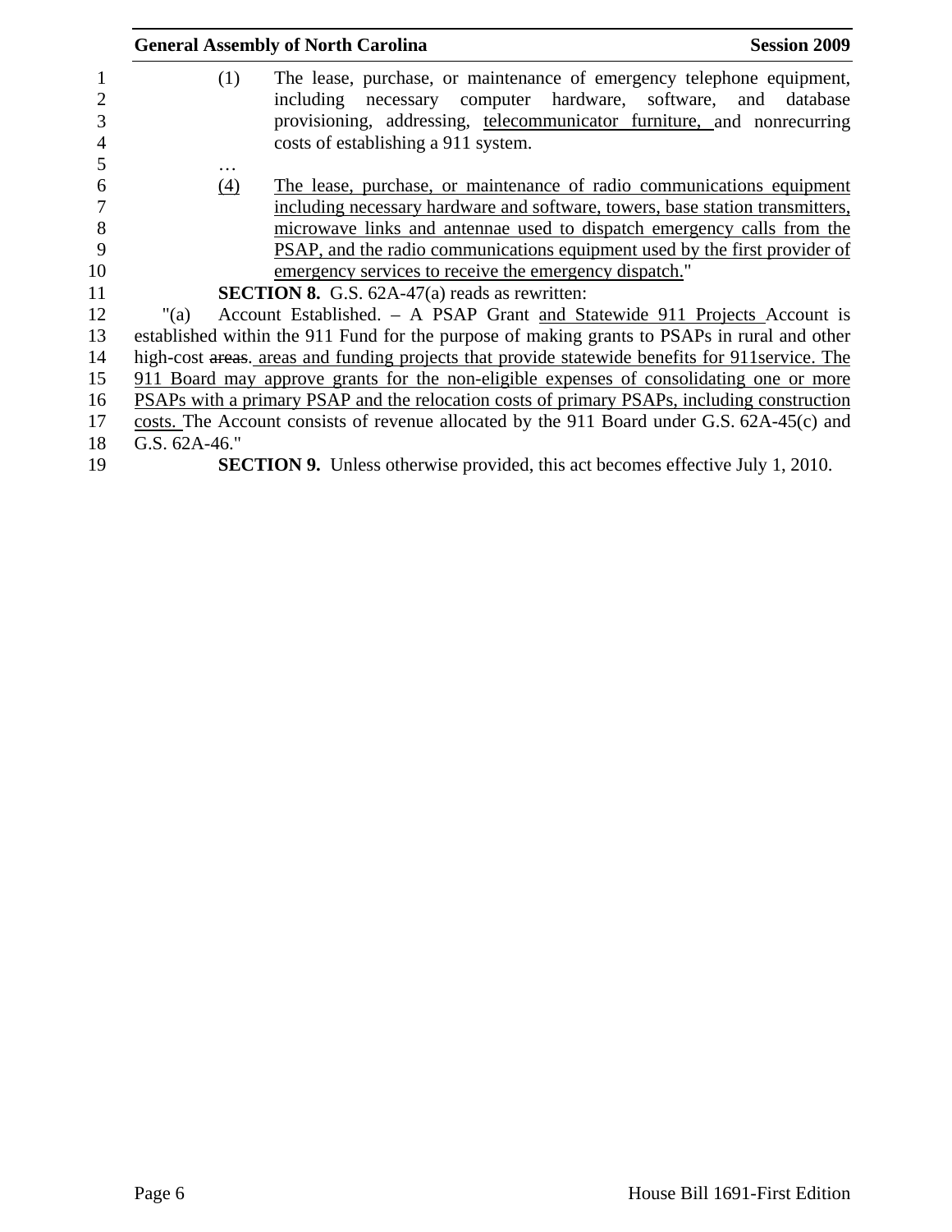(1) The lease, purchase, or maintenance of emergency telephone equipment, including necessary computer hardware, software, and database provisioning, addressing, telecommunicator furniture, and nonrecurring costs of establishing a 911 system.

…

(4) The lease, purchase, or maintenance of radio communications equipment including necessary hardware and software, towers, base station transmitters, microwave links and antennae used to dispatch emergency calls from the PSAP, and the radio communications equipment used by the first provider of emergency services to receive the emergency dispatch."

**SECTION 8.** G.S. 62A-47(a) reads as rewritten:

"(a) Account Established. – A PSAP Grant and Statewide 911 Projects Account is established within the 911 Fund for the purpose of making grants to PSAPs in rural and other high-cost ~~areas.~~ areas and funding projects that provide statewide benefits for 911service. The 911 Board may approve grants for the non-eligible expenses of consolidating one or more PSAPs with a primary PSAP and the relocation costs of primary PSAPs, including construction costs. The Account consists of revenue allocated by the 911 Board under G.S. 62A-45(c) and G.S. 62A-46."

**SECTION 9.** Unless otherwise provided, this act becomes effective July 1, 2010.